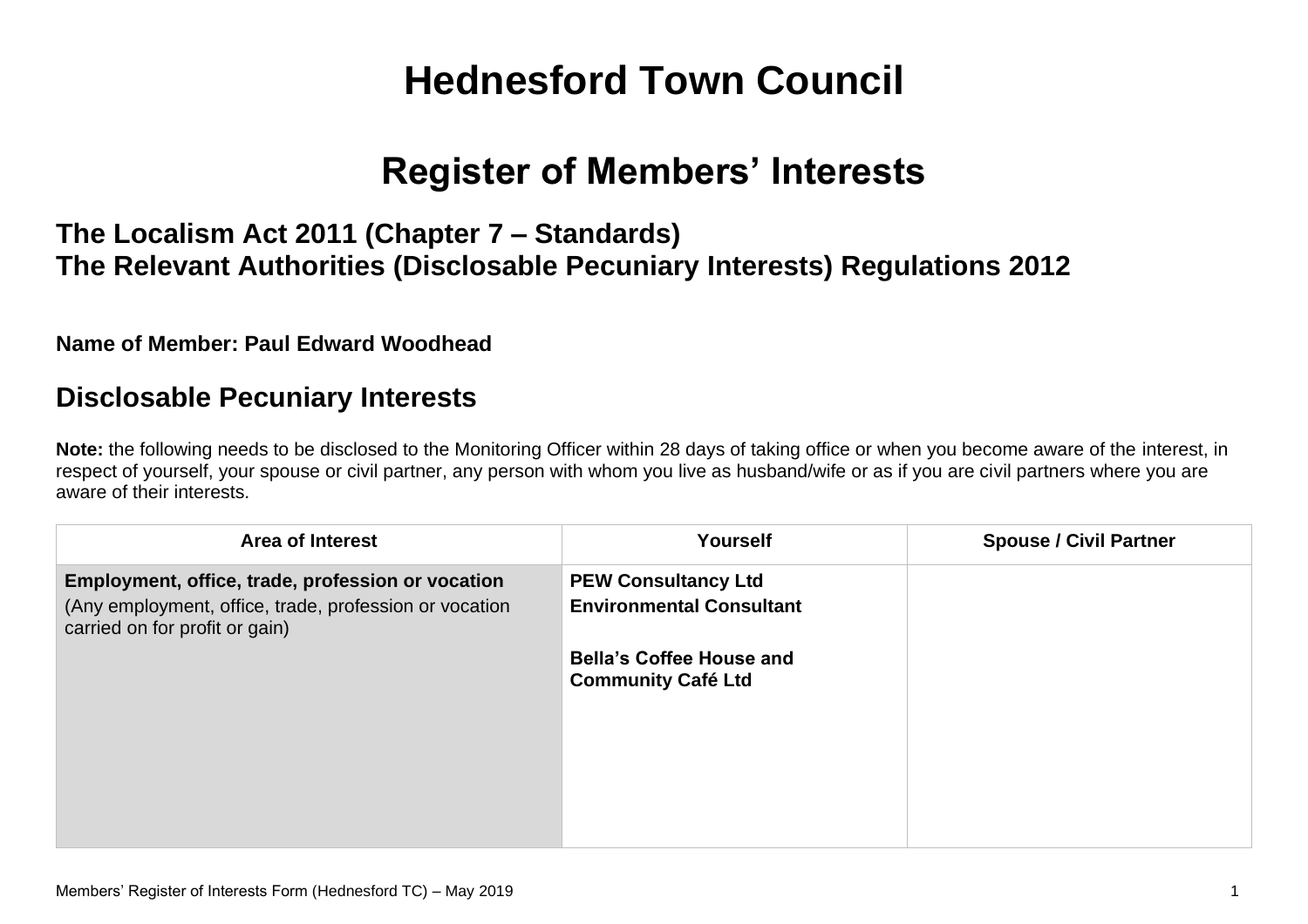# Hednesford Town Council

# Register of Members' Interests

### The Localism Act 2011 (Chapter 7 – Standards)
### The Relevant Authorities (Disclosable Pecuniary Interests) Regulations 2012

**Name of Member: Paul Edward Woodhead**

## Disclosable Pecuniary Interests

**Note:** the following needs to be disclosed to the Monitoring Officer within 28 days of taking office or when you become aware of the interest, in respect of yourself, your spouse or civil partner, any person with whom you live as husband/wife or as if you are civil partners where you are aware of their interests.

| Area of Interest | Yourself | Spouse / Civil Partner |
|---|---|---|
| **Employment, office, trade, profession or vocation**<br>(Any employment, office, trade, profession or vocation carried on for profit or gain) | **PEW Consultancy Ltd**<br>**Environmental Consultant**<br><br>**Bella's Coffee House and Community Café Ltd** | |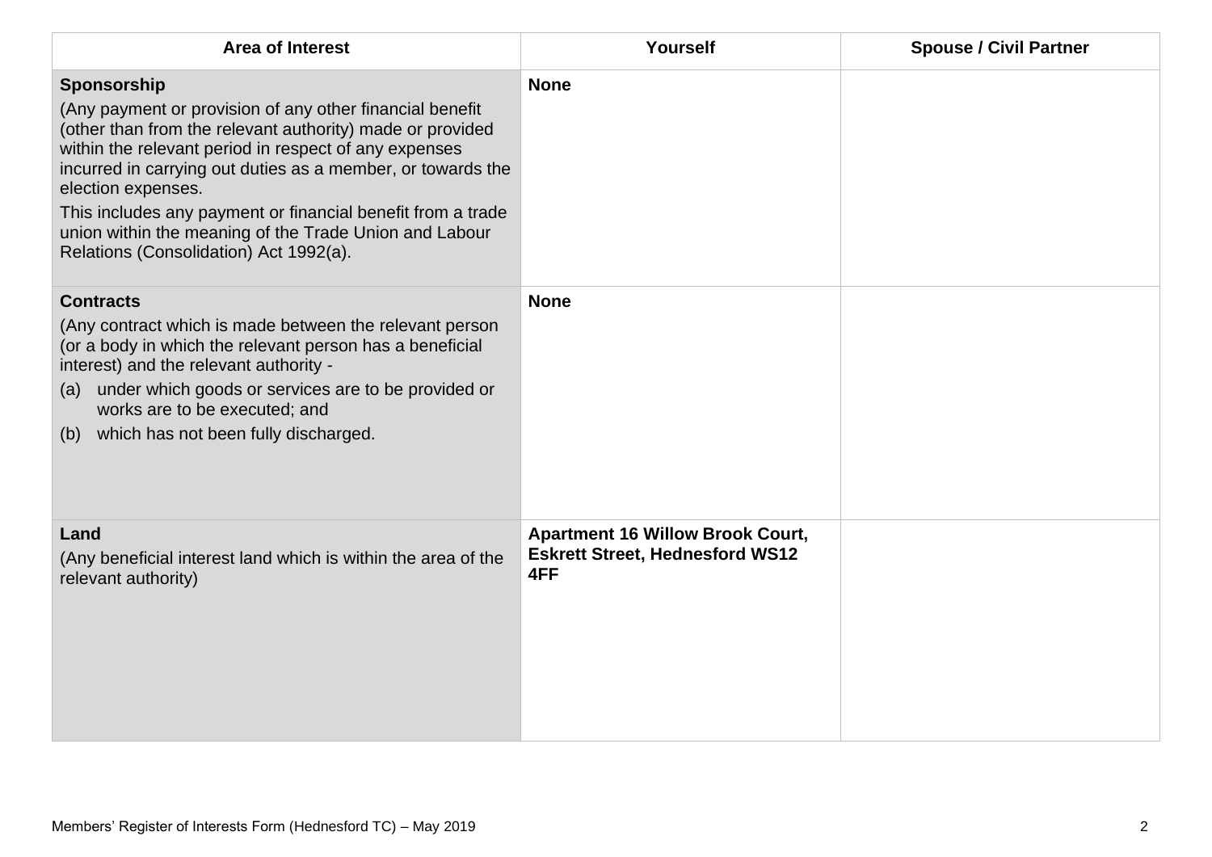| Area of Interest | Yourself | Spouse / Civil Partner |
| --- | --- | --- |
| **Sponsorship**<br>(Any payment or provision of any other financial benefit (other than from the relevant authority) made or provided within the relevant period in respect of any expenses incurred in carrying out duties as a member, or towards the election expenses.<br>This includes any payment or financial benefit from a trade union within the meaning of the Trade Union and Labour Relations (Consolidation) Act 1992(a). | **None** | |
| **Contracts**<br>(Any contract which is made between the relevant person (or a body in which the relevant person has a beneficial interest) and the relevant authority -<br>(a) under which goods or services are to be provided or works are to be executed; and<br>(b) which has not been fully discharged. | **None** | |
| **Land**<br>(Any beneficial interest land which is within the area of the relevant authority) | **Apartment 16 Willow Brook Court, Eskrett Street, Hednesford WS12 4FF** | |

Members' Register of Interests Form (Hednesford TC) – May 2019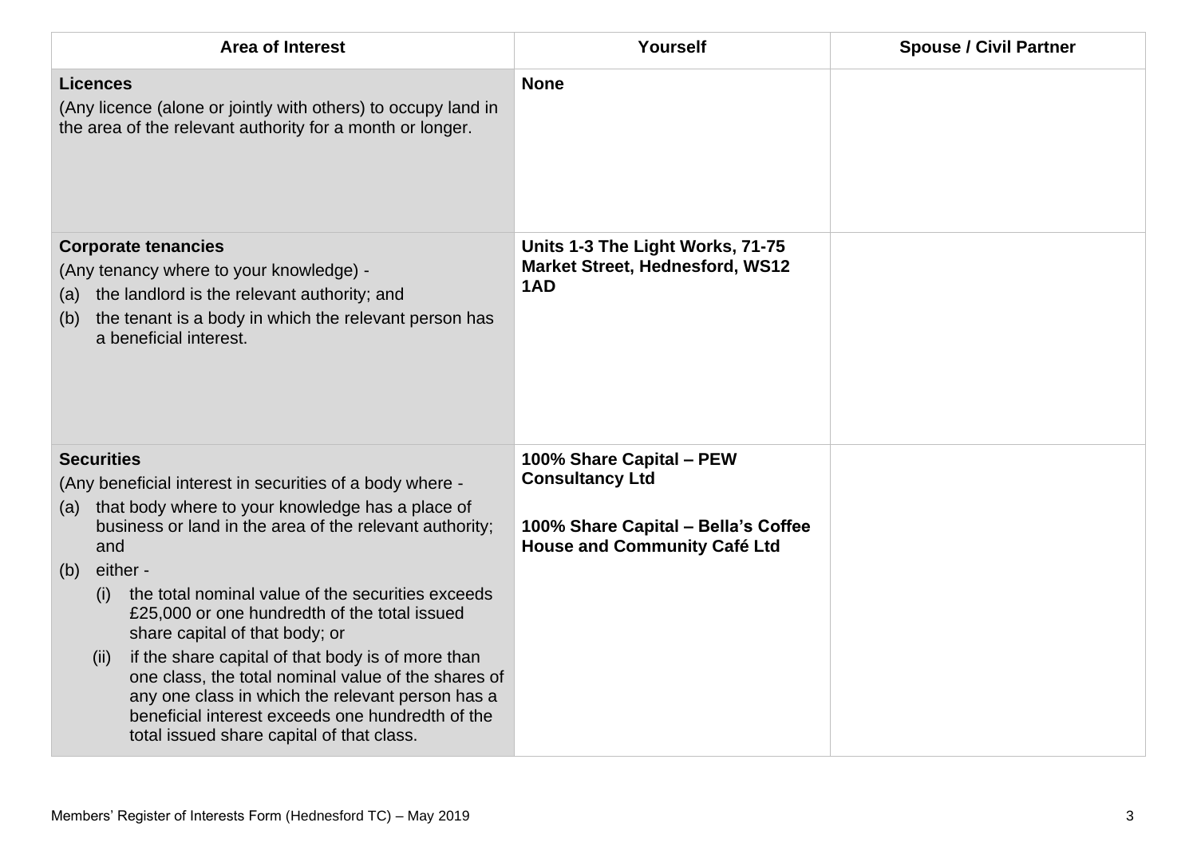| Area of Interest | Yourself | Spouse / Civil Partner |
|---|---|---|
| **Licences**<br>(Any licence (alone or jointly with others) to occupy land in the area of the relevant authority for a month or longer. | **None** | |
| **Corporate tenancies**<br>(Any tenancy where to your knowledge) -<br>(a) the landlord is the relevant authority; and<br>(b) the tenant is a body in which the relevant person has a beneficial interest. | **Units 1-3 The Light Works, 71-75 Market Street, Hednesford, WS12 1AD** | |
| **Securities**<br>(Any beneficial interest in securities of a body where -<br>(a) that body where to your knowledge has a place of business or land in the area of the relevant authority; and<br>(b) either -<br>(i) the total nominal value of the securities exceeds £25,000 or one hundredth of the total issued share capital of that body; or<br>(ii) if the share capital of that body is of more than one class, the total nominal value of the shares of any one class in which the relevant person has a beneficial interest exceeds one hundredth of the total issued share capital of that class. | **100% Share Capital – PEW Consultancy Ltd**<br><br>**100% Share Capital – Bella's Coffee House and Community Café Ltd** | |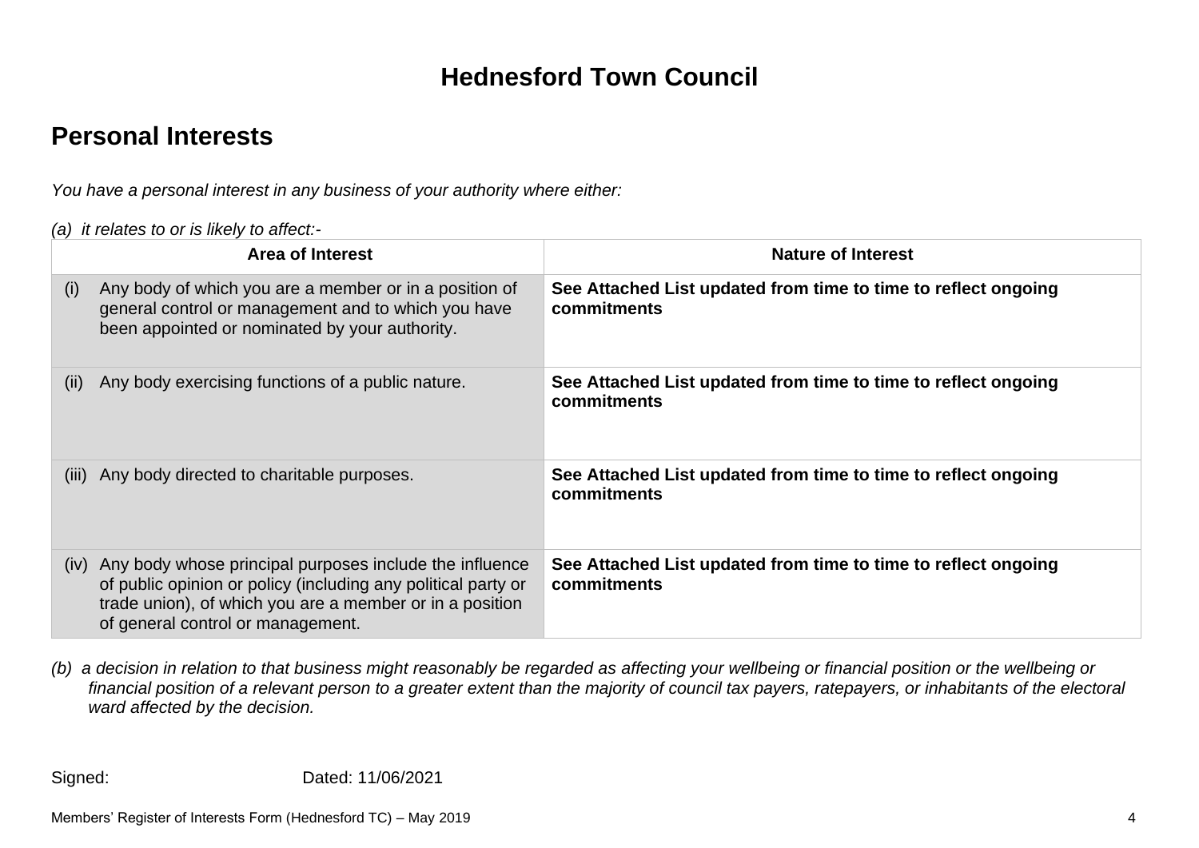# Hednesford Town Council

## Personal Interests

*You have a personal interest in any business of your authority where either:*

*(a) it relates to or is likely to affect:-*

| Area of Interest | Nature of Interest |
|---|---|
| (i) Any body of which you are a member or in a position of general control or management and to which you have been appointed or nominated by your authority. | **See Attached List updated from time to time to reflect ongoing commitments** |
| (ii) Any body exercising functions of a public nature. | **See Attached List updated from time to time to reflect ongoing commitments** |
| (iii) Any body directed to charitable purposes. | **See Attached List updated from time to time to reflect ongoing commitments** |
| (iv) Any body whose principal purposes include the influence of public opinion or policy (including any political party or trade union), of which you are a member or in a position of general control or management. | **See Attached List updated from time to time to reflect ongoing commitments** |

*(b) a decision in relation to that business might reasonably be regarded as affecting your wellbeing or financial position or the wellbeing or financial position of a relevant person to a greater extent than the majority of council tax payers, ratepayers, or inhabitants of the electoral ward affected by the decision.*

Signed: Dated: 11/06/2021

Members' Register of Interests Form (Hednesford TC) – May 2019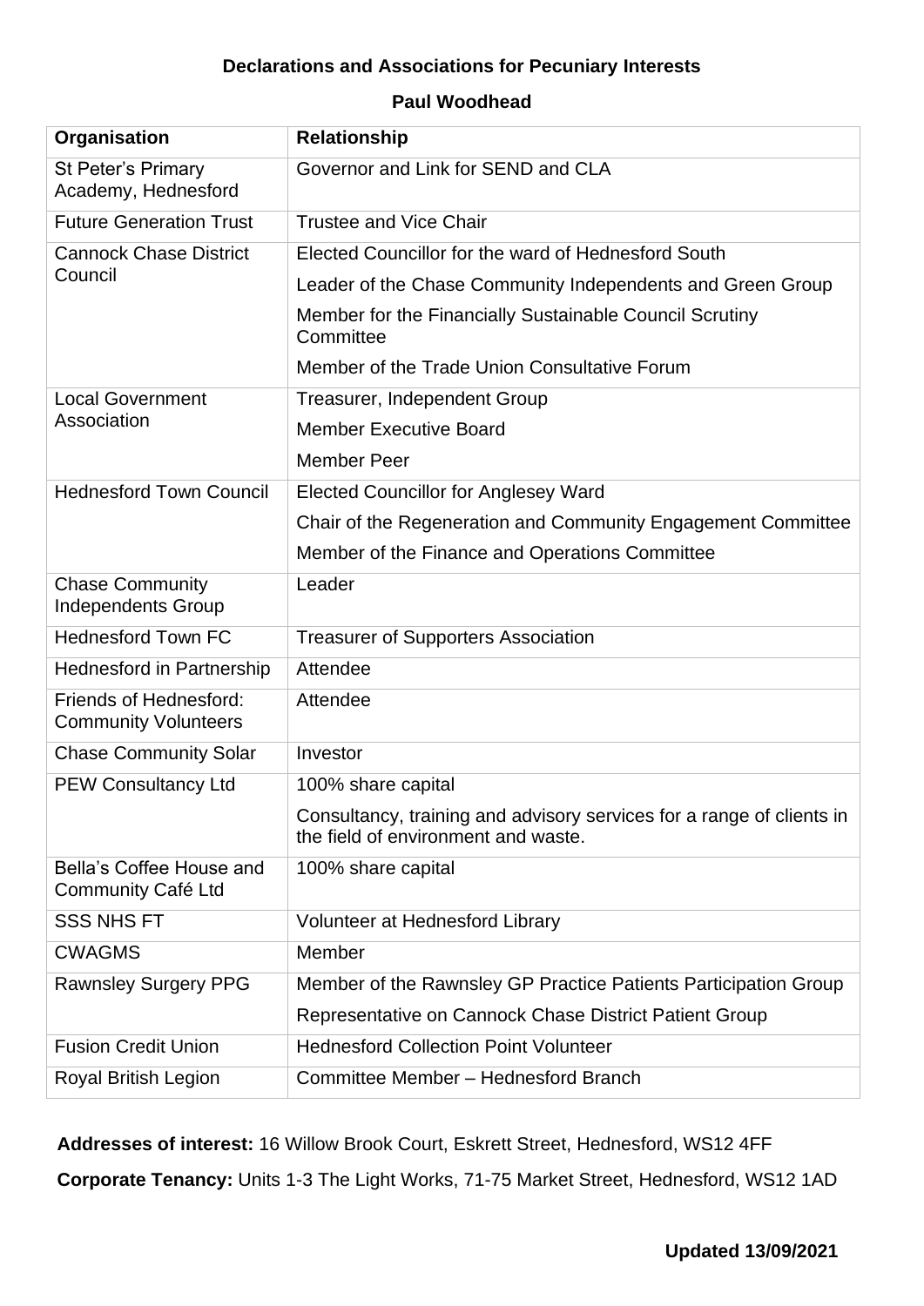**Declarations and Associations for Pecuniary Interests**

**Paul Woodhead**

| Organisation | Relationship |
|---|---|
| St Peter's Primary Academy, Hednesford | Governor and Link for SEND and CLA |
| Future Generation Trust | Trustee and Vice Chair |
| Cannock Chase District Council | Elected Councillor for the ward of Hednesford South |
| | Leader of the Chase Community Independents and Green Group |
| | Member for the Financially Sustainable Council Scrutiny Committee |
| | Member of the Trade Union Consultative Forum |
| Local Government Association | Treasurer, Independent Group |
| | Member Executive Board |
| | Member Peer |
| Hednesford Town Council | Elected Councillor for Anglesey Ward |
| | Chair of the Regeneration and Community Engagement Committee |
| | Member of the Finance and Operations Committee |
| Chase Community Independents Group | Leader |
| Hednesford Town FC | Treasurer of Supporters Association |
| Hednesford in Partnership | Attendee |
| Friends of Hednesford: Community Volunteers | Attendee |
| Chase Community Solar | Investor |
| PEW Consultancy Ltd | 100% share capital |
| | Consultancy, training and advisory services for a range of clients in the field of environment and waste. |
| Bella's Coffee House and Community Café Ltd | 100% share capital |
| SSS NHS FT | Volunteer at Hednesford Library |
| CWAGMS | Member |
| Rawnsley Surgery PPG | Member of the Rawnsley GP Practice Patients Participation Group |
| | Representative on Cannock Chase District Patient Group |
| Fusion Credit Union | Hednesford Collection Point Volunteer |
| Royal British Legion | Committee Member – Hednesford Branch |

**Addresses of interest:** 16 Willow Brook Court, Eskrett Street, Hednesford, WS12 4FF

**Corporate Tenancy:** Units 1-3 The Light Works, 71-75 Market Street, Hednesford, WS12 1AD

**Updated 13/09/2021**